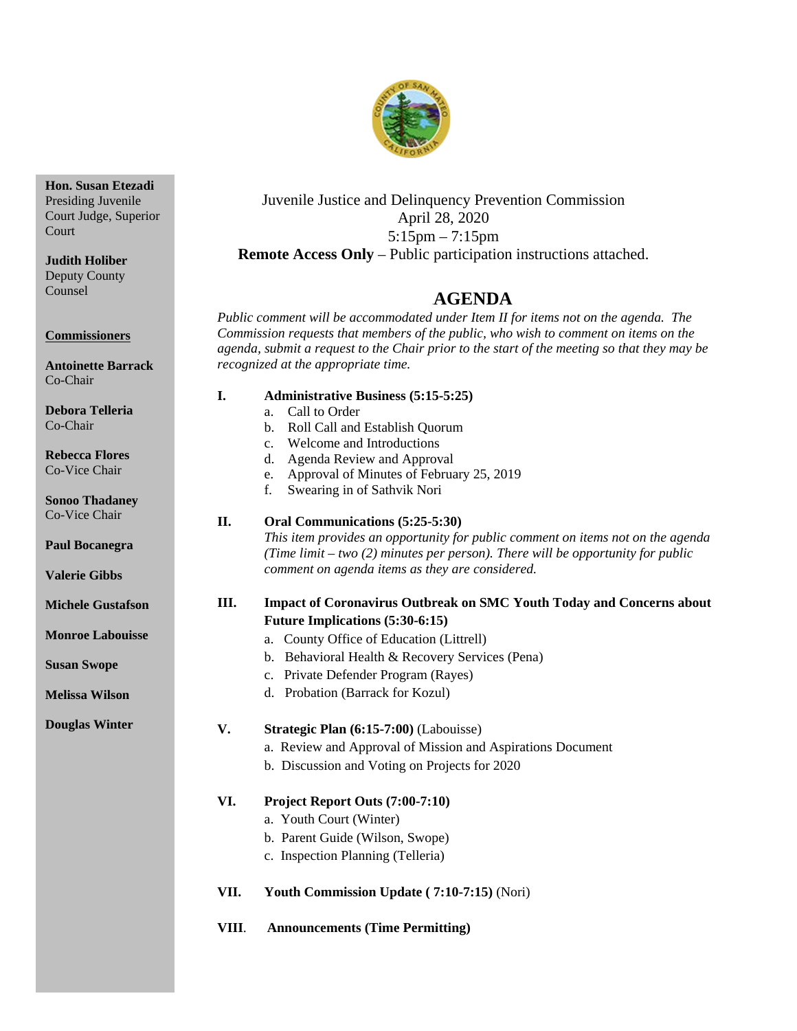**Hon. Susan Etezadi**
Presiding Juvenile Court Judge, Superior Court

**Judith Holiber**
Deputy County Counsel

**Commissioners**

**Antoinette Barrack**
Co-Chair

**Debora Telleria**
Co-Chair

**Rebecca Flores**
Co-Vice Chair

**Sonoo Thadaney**
Co-Vice Chair

**Paul Bocanegra**

**Valerie Gibbs**

**Michele Gustafson**

**Monroe Labouisse**

**Susan Swope**

**Melissa Wilson**

**Douglas Winter**

Juvenile Justice and Delinquency Prevention Commission
April 28, 2020
5:15pm – 7:15pm
**Remote Access Only** – Public participation instructions attached.

# AGENDA

*Public comment will be accommodated under Item II for items not on the agenda. The Commission requests that members of the public, who wish to comment on items on the agenda, submit a request to the Chair prior to the start of the meeting so that they may be recognized at the appropriate time.*

**I. Administrative Business (5:15-5:25)**

a. Call to Order
b. Roll Call and Establish Quorum
c. Welcome and Introductions
d. Agenda Review and Approval
e. Approval of Minutes of February 25, 2019
f. Swearing in of Sathvik Nori

**II. Oral Communications (5:25-5:30)**

*This item provides an opportunity for public comment on items not on the agenda (Time limit – two (2) minutes per person). There will be opportunity for public comment on agenda items as they are considered.*

**III. Impact of Coronavirus Outbreak on SMC Youth Today and Concerns about Future Implications (5:30-6:15)**

a. County Office of Education (Littrell)
b. Behavioral Health & Recovery Services (Pena)
c. Private Defender Program (Rayes)
d. Probation (Barrack for Kozul)

**V. Strategic Plan (6:15-7:00)** (Labouisse)

a. Review and Approval of Mission and Aspirations Document
b. Discussion and Voting on Projects for 2020

**VI. Project Report Outs (7:00-7:10)**

a. Youth Court (Winter)
b. Parent Guide (Wilson, Swope)
c. Inspection Planning (Telleria)

**VII. Youth Commission Update ( 7:10-7:15)** (Nori)

**VIII. Announcements (Time Permitting)**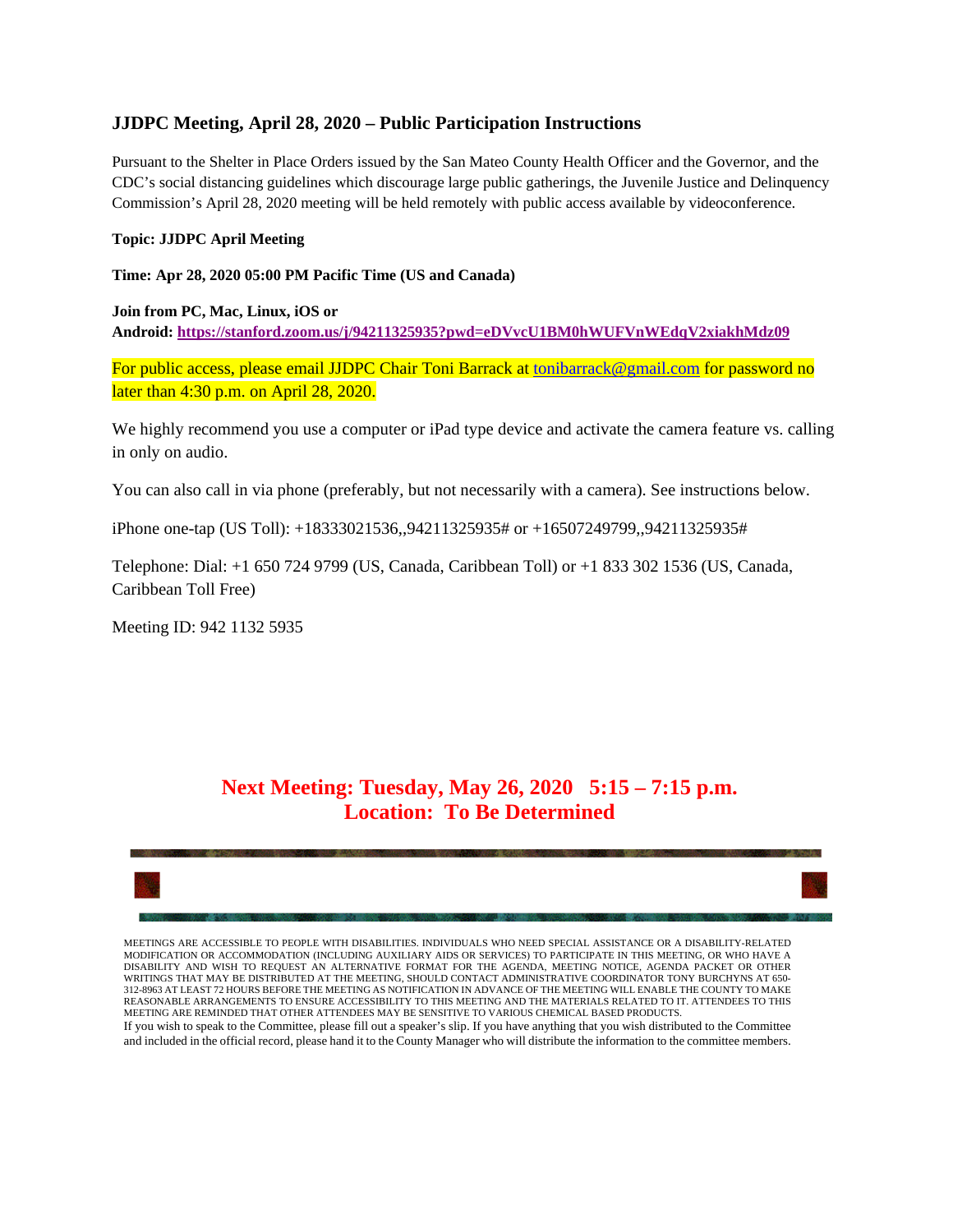## JJDPC Meeting, April 28, 2020 – Public Participation Instructions

Pursuant to the Shelter in Place Orders issued by the San Mateo County Health Officer and the Governor, and the CDC's social distancing guidelines which discourage large public gatherings, the Juvenile Justice and Delinquency Commission's April 28, 2020 meeting will be held remotely with public access available by videoconference.

**Topic: JJDPC April Meeting**

**Time: Apr 28, 2020 05:00 PM Pacific Time (US and Canada)**

**Join from PC, Mac, Linux, iOS or Android: https://stanford.zoom.us/j/94211325935?pwd=eDVvcU1BM0hWUFVnWEdqV2xiakhMdz09**

For public access, please email JJDPC Chair Toni Barrack at tonibarrack@gmail.com for password no later than 4:30 p.m. on April 28, 2020.

We highly recommend you use a computer or iPad type device and activate the camera feature vs. calling in only on audio.

You can also call in via phone (preferably, but not necessarily with a camera). See instructions below.

iPhone one-tap (US Toll): +18333021536,,94211325935# or +16507249799,,94211325935#

Telephone: Dial: +1 650 724 9799 (US, Canada, Caribbean Toll) or +1 833 302 1536 (US, Canada, Caribbean Toll Free)

Meeting ID: 942 1132 5935

**Next Meeting: Tuesday, May 26, 2020 5:15 – 7:15 p.m.**
**Location: To Be Determined**

MEETINGS ARE ACCESSIBLE TO PEOPLE WITH DISABILITIES. INDIVIDUALS WHO NEED SPECIAL ASSISTANCE OR A DISABILITY-RELATED MODIFICATION OR ACCOMMODATION (INCLUDING AUXILIARY AIDS OR SERVICES) TO PARTICIPATE IN THIS MEETING, OR WHO HAVE A DISABILITY AND WISH TO REQUEST AN ALTERNATIVE FORMAT FOR THE AGENDA, MEETING NOTICE, AGENDA PACKET OR OTHER WRITINGS THAT MAY BE DISTRIBUTED AT THE MEETING, SHOULD CONTACT ADMINISTRATIVE COORDINATOR TONY BURCHYNS AT 650-312-8963 AT LEAST 72 HOURS BEFORE THE MEETING AS NOTIFICATION IN ADVANCE OF THE MEETING WILL ENABLE THE COUNTY TO MAKE REASONABLE ARRANGEMENTS TO ENSURE ACCESSIBILITY TO THIS MEETING AND THE MATERIALS RELATED TO IT. ATTENDEES TO THIS MEETING ARE REMINDED THAT OTHER ATTENDEES MAY BE SENSITIVE TO VARIOUS CHEMICAL BASED PRODUCTS.

If you wish to speak to the Committee, please fill out a speaker's slip. If you have anything that you wish distributed to the Committee and included in the official record, please hand it to the County Manager who will distribute the information to the committee members.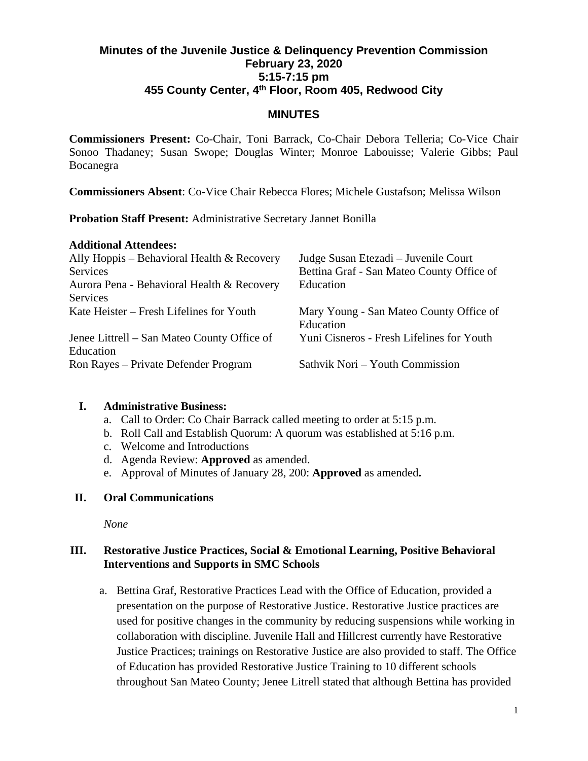# Minutes of the Juvenile Justice & Delinquency Prevention Commission
## February 23, 2020
## 5:15-7:15 pm
## 455 County Center, 4th Floor, Room 405, Redwood City

## MINUTES

**Commissioners Present:** Co-Chair, Toni Barrack, Co-Chair Debora Telleria; Co-Vice Chair Sonoo Thadaney; Susan Swope; Douglas Winter; Monroe Labouisse; Valerie Gibbs; Paul Bocanegra

**Commissioners Absent**: Co-Vice Chair Rebecca Flores; Michele Gustafson; Melissa Wilson

**Probation Staff Present:** Administrative Secretary Jannet Bonilla

**Additional Attendees:**

| | |
|---|---|
| Ally Hoppis – Behavioral Health & Recovery Services | Judge Susan Etezadi – Juvenile Court |
| Aurora Pena - Behavioral Health & Recovery Services | Bettina Graf - San Mateo County Office of Education |
| Kate Heister – Fresh Lifelines for Youth | Mary Young - San Mateo County Office of Education |
| Jenee Littrell – San Mateo County Office of Education | Yuni Cisneros - Fresh Lifelines for Youth |
| Ron Rayes – Private Defender Program | Sathvik Nori – Youth Commission |

**I. Administrative Business:**

a. Call to Order: Co Chair Barrack called meeting to order at 5:15 p.m.
b. Roll Call and Establish Quorum: A quorum was established at 5:16 p.m.
c. Welcome and Introductions
d. Agenda Review: **Approved** as amended.
e. Approval of Minutes of January 28, 200: **Approved** as amended**.**

**II. Oral Communications**

*None*

**III. Restorative Justice Practices, Social & Emotional Learning, Positive Behavioral Interventions and Supports in SMC Schools**

a. Bettina Graf, Restorative Practices Lead with the Office of Education, provided a presentation on the purpose of Restorative Justice. Restorative Justice practices are used for positive changes in the community by reducing suspensions while working in collaboration with discipline. Juvenile Hall and Hillcrest currently have Restorative Justice Practices; trainings on Restorative Justice are also provided to staff. The Office of Education has provided Restorative Justice Training to 10 different schools throughout San Mateo County; Jenee Litrell stated that although Bettina has provided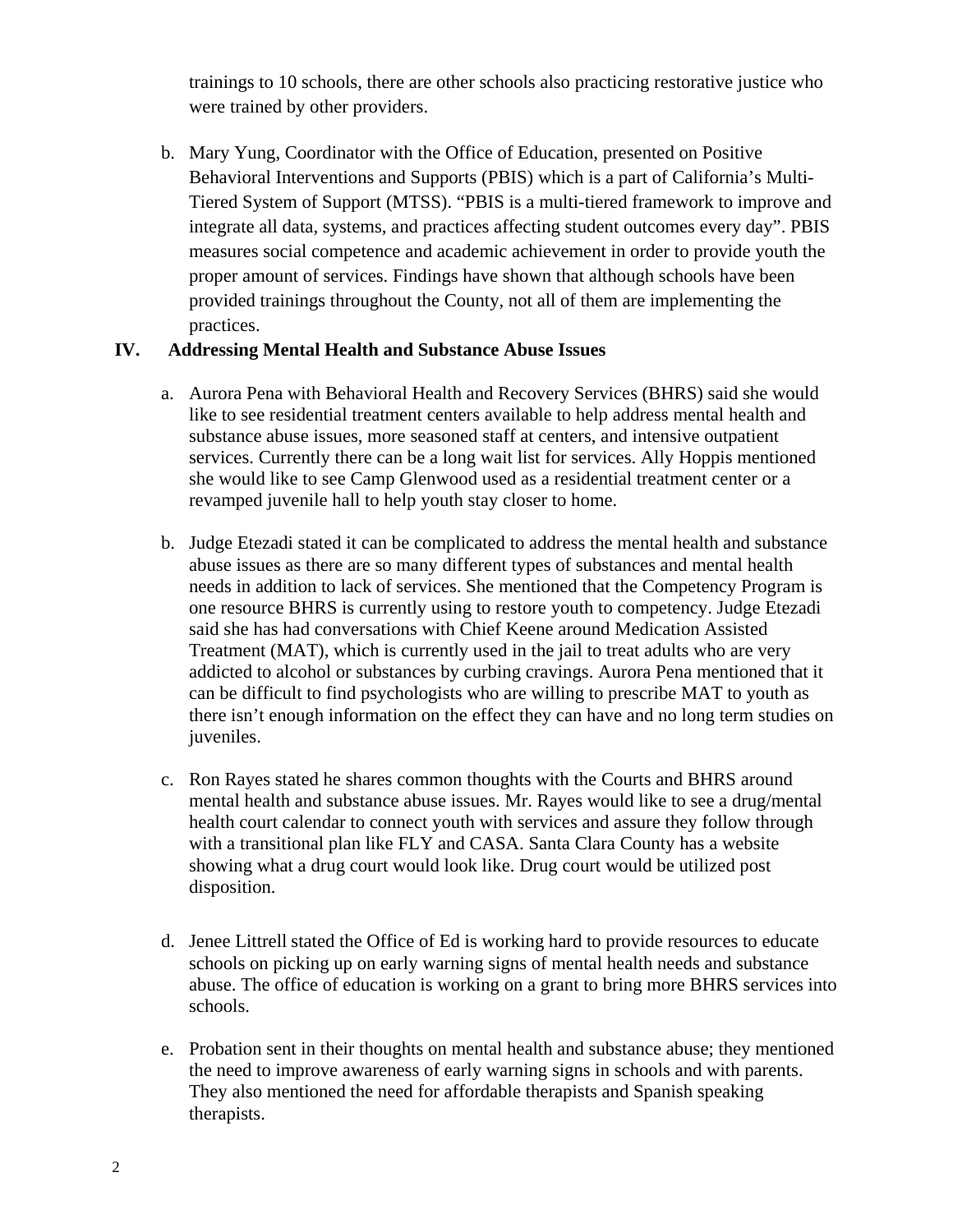trainings to 10 schools, there are other schools also practicing restorative justice who were trained by other providers.

b. Mary Yung, Coordinator with the Office of Education, presented on Positive Behavioral Interventions and Supports (PBIS) which is a part of California's Multi-Tiered System of Support (MTSS). "PBIS is a multi-tiered framework to improve and integrate all data, systems, and practices affecting student outcomes every day". PBIS measures social competence and academic achievement in order to provide youth the proper amount of services. Findings have shown that although schools have been provided trainings throughout the County, not all of them are implementing the practices.

**IV. Addressing Mental Health and Substance Abuse Issues**

a. Aurora Pena with Behavioral Health and Recovery Services (BHRS) said she would like to see residential treatment centers available to help address mental health and substance abuse issues, more seasoned staff at centers, and intensive outpatient services. Currently there can be a long wait list for services. Ally Hoppis mentioned she would like to see Camp Glenwood used as a residential treatment center or a revamped juvenile hall to help youth stay closer to home.

b. Judge Etezadi stated it can be complicated to address the mental health and substance abuse issues as there are so many different types of substances and mental health needs in addition to lack of services. She mentioned that the Competency Program is one resource BHRS is currently using to restore youth to competency. Judge Etezadi said she has had conversations with Chief Keene around Medication Assisted Treatment (MAT), which is currently used in the jail to treat adults who are very addicted to alcohol or substances by curbing cravings. Aurora Pena mentioned that it can be difficult to find psychologists who are willing to prescribe MAT to youth as there isn't enough information on the effect they can have and no long term studies on juveniles.

c. Ron Rayes stated he shares common thoughts with the Courts and BHRS around mental health and substance abuse issues. Mr. Rayes would like to see a drug/mental health court calendar to connect youth with services and assure they follow through with a transitional plan like FLY and CASA. Santa Clara County has a website showing what a drug court would look like. Drug court would be utilized post disposition.

d. Jenee Littrell stated the Office of Ed is working hard to provide resources to educate schools on picking up on early warning signs of mental health needs and substance abuse. The office of education is working on a grant to bring more BHRS services into schools.

e. Probation sent in their thoughts on mental health and substance abuse; they mentioned the need to improve awareness of early warning signs in schools and with parents. They also mentioned the need for affordable therapists and Spanish speaking therapists.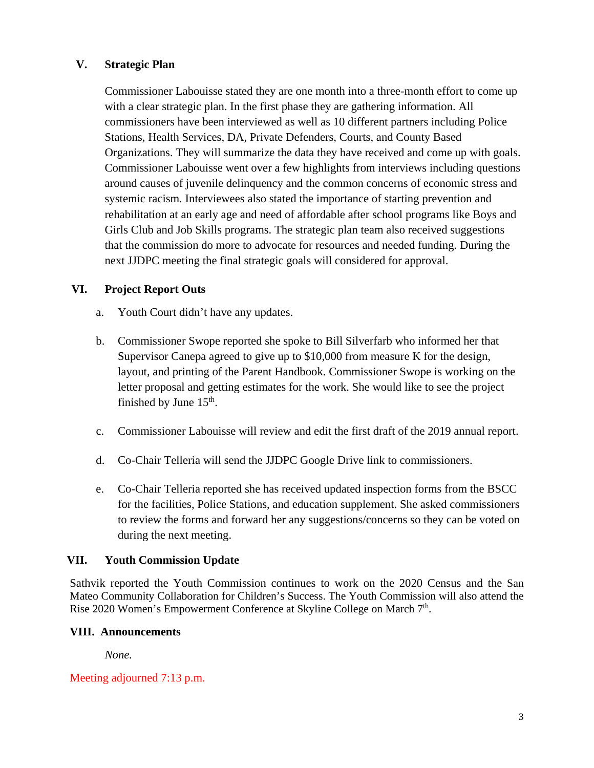## V. Strategic Plan

Commissioner Labouisse stated they are one month into a three-month effort to come up with a clear strategic plan. In the first phase they are gathering information. All commissioners have been interviewed as well as 10 different partners including Police Stations, Health Services, DA, Private Defenders, Courts, and County Based Organizations. They will summarize the data they have received and come up with goals. Commissioner Labouisse went over a few highlights from interviews including questions around causes of juvenile delinquency and the common concerns of economic stress and systemic racism. Interviewees also stated the importance of starting prevention and rehabilitation at an early age and need of affordable after school programs like Boys and Girls Club and Job Skills programs. The strategic plan team also received suggestions that the commission do more to advocate for resources and needed funding. During the next JJDPC meeting the final strategic goals will considered for approval.

## VI. Project Report Outs

a. Youth Court didn't have any updates.

b. Commissioner Swope reported she spoke to Bill Silverfarb who informed her that Supervisor Canepa agreed to give up to $10,000 from measure K for the design, layout, and printing of the Parent Handbook. Commissioner Swope is working on the letter proposal and getting estimates for the work. She would like to see the project finished by June 15th.

c. Commissioner Labouisse will review and edit the first draft of the 2019 annual report.

d. Co-Chair Telleria will send the JJDPC Google Drive link to commissioners.

e. Co-Chair Telleria reported she has received updated inspection forms from the BSCC for the facilities, Police Stations, and education supplement. She asked commissioners to review the forms and forward her any suggestions/concerns so they can be voted on during the next meeting.

## VII. Youth Commission Update

Sathvik reported the Youth Commission continues to work on the 2020 Census and the San Mateo Community Collaboration for Children's Success. The Youth Commission will also attend the Rise 2020 Women's Empowerment Conference at Skyline College on March 7th.

## VIII. Announcements

*None.*

Meeting adjourned 7:13 p.m.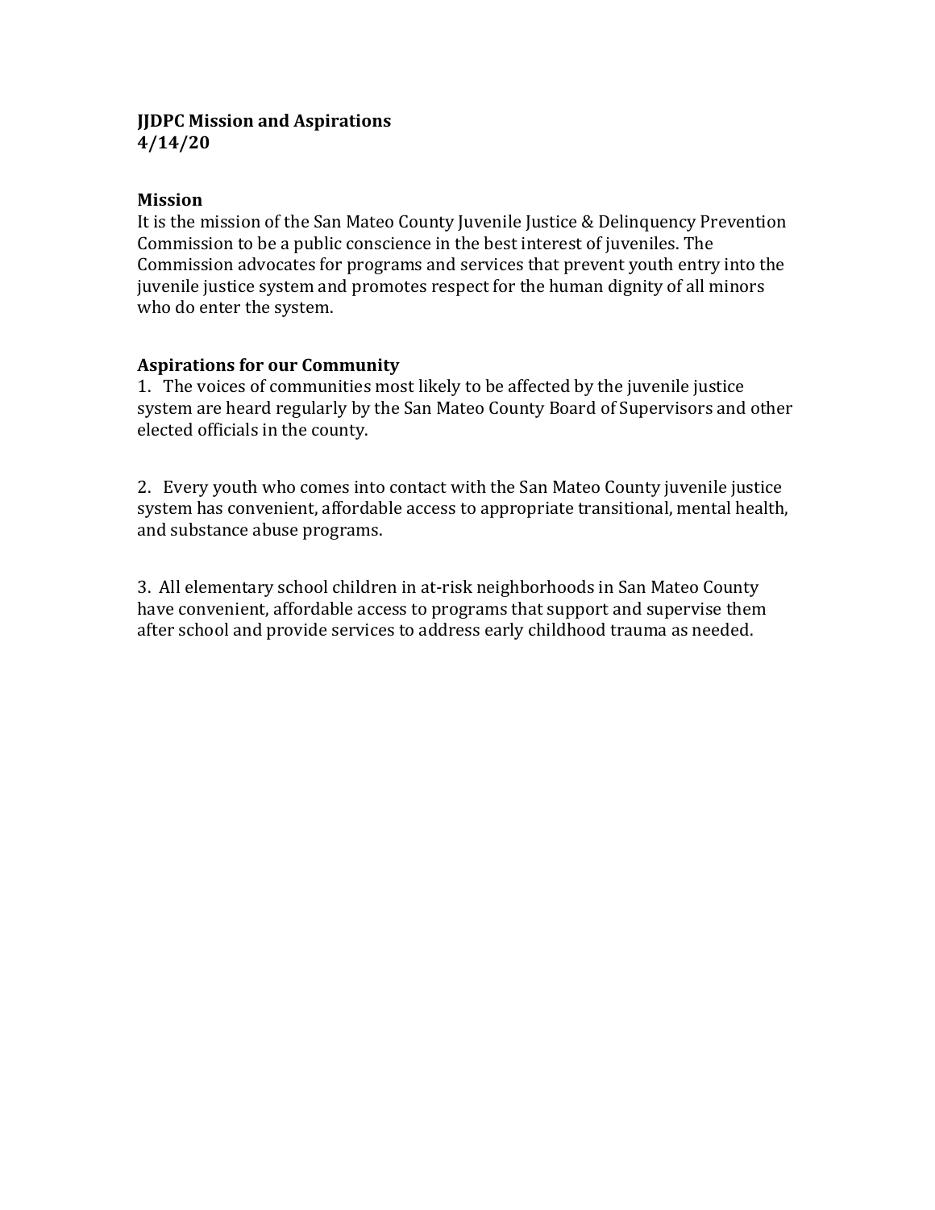**JJDPC Mission and Aspirations**
**4/14/20**

**Mission**

It is the mission of the San Mateo County Juvenile Justice & Delinquency Prevention Commission to be a public conscience in the best interest of juveniles. The Commission advocates for programs and services that prevent youth entry into the juvenile justice system and promotes respect for the human dignity of all minors who do enter the system.

**Aspirations for our Community**

1. The voices of communities most likely to be affected by the juvenile justice system are heard regularly by the San Mateo County Board of Supervisors and other elected officials in the county.

2. Every youth who comes into contact with the San Mateo County juvenile justice system has convenient, affordable access to appropriate transitional, mental health, and substance abuse programs.

3. All elementary school children in at-risk neighborhoods in San Mateo County have convenient, affordable access to programs that support and supervise them after school and provide services to address early childhood trauma as needed.